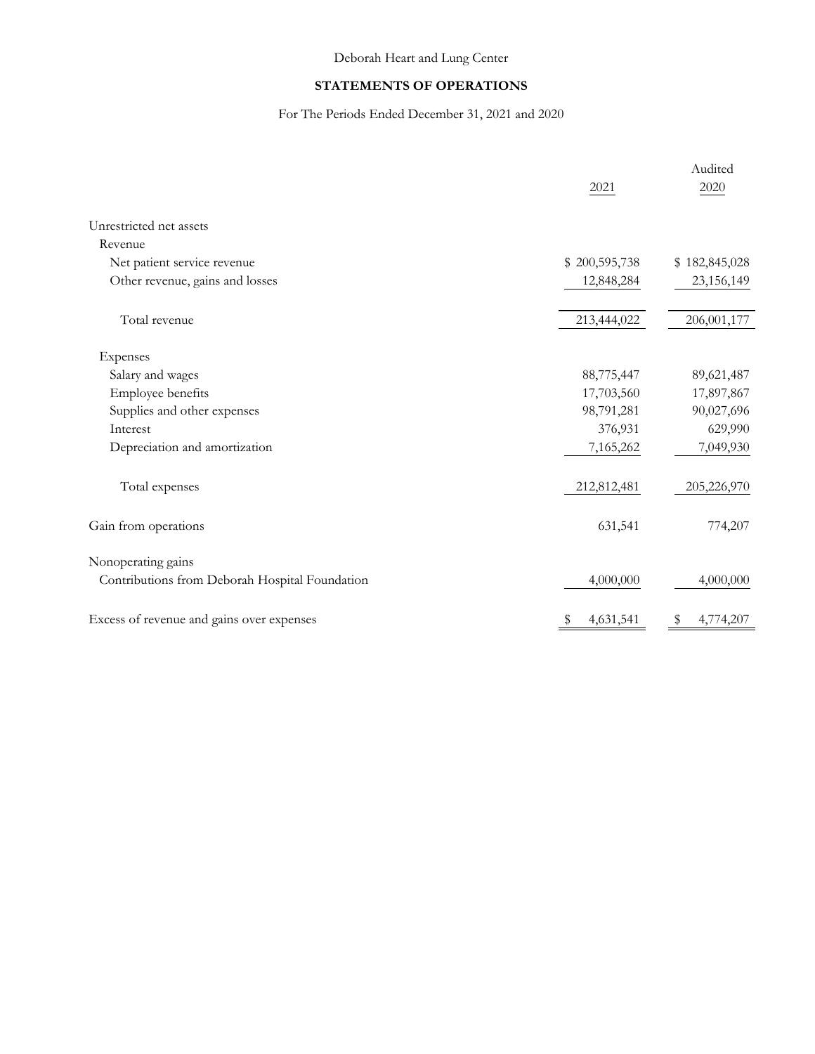Deborah Heart and Lung Center

## STATEMENTS OF OPERATIONS

For The Periods Ended December 31, 2021 and 2020

| | 2021 | Audited 2020 |
|---|---|---|
| Unrestricted net assets | | |
| Revenue | | |
| Net patient service revenue | $ 200,595,738 | $ 182,845,028 |
| Other revenue, gains and losses | 12,848,284 | 23,156,149 |
| Total revenue | 213,444,022 | 206,001,177 |
| Expenses | | |
| Salary and wages | 88,775,447 | 89,621,487 |
| Employee benefits | 17,703,560 | 17,897,867 |
| Supplies and other expenses | 98,791,281 | 90,027,696 |
| Interest | 376,931 | 629,990 |
| Depreciation and amortization | 7,165,262 | 7,049,930 |
| Total expenses | 212,812,481 | 205,226,970 |
| Gain from operations | 631,541 | 774,207 |
| Nonoperating gains | | |
| Contributions from Deborah Hospital Foundation | 4,000,000 | 4,000,000 |
| Excess of revenue and gains over expenses | $ 4,631,541 | $ 4,774,207 |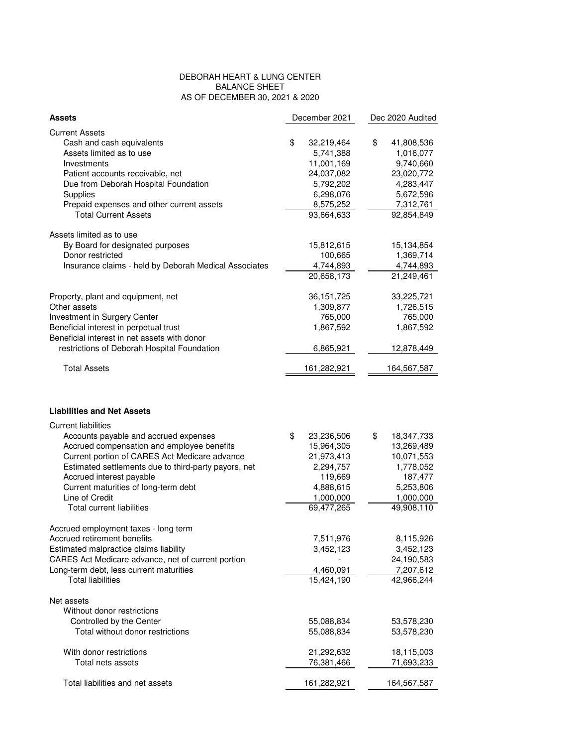# DEBORAH HEART & LUNG CENTER
## BALANCE SHEET
### AS OF DECEMBER 30, 2021 & 2020

| **Assets** | December 2021 | Dec 2020 Audited |
|---|---|---|
| Current Assets | | |
| Cash and cash equivalents | $ 32,219,464 | $ 41,808,536 |
| Assets limited as to use | 5,741,388 | 1,016,077 |
| Investments | 11,001,169 | 9,740,660 |
| Patient accounts receivable, net | 24,037,082 | 23,020,772 |
| Due from Deborah Hospital Foundation | 5,792,202 | 4,283,447 |
| Supplies | 6,298,076 | 5,672,596 |
| Prepaid expenses and other current assets | 8,575,252 | 7,312,761 |
| Total Current Assets | 93,664,633 | 92,854,849 |
| Assets limited as to use | | |
| By Board for designated purposes | 15,812,615 | 15,134,854 |
| Donor restricted | 100,665 | 1,369,714 |
| Insurance claims - held by Deborah Medical Associates | 4,744,893 | 4,744,893 |
| | 20,658,173 | 21,249,461 |
| Property, plant and equipment, net | 36,151,725 | 33,225,721 |
| Other assets | 1,309,877 | 1,726,515 |
| Investment in Surgery Center | 765,000 | 765,000 |
| Beneficial interest in perpetual trust | 1,867,592 | 1,867,592 |
| Beneficial interest in net assets with donor restrictions of Deborah Hospital Foundation | 6,865,921 | 12,878,449 |
| Total Assets | 161,282,921 | 164,567,587 |

| **Liabilities and Net Assets** | December 2021 | Dec 2020 Audited |
|---|---|---|
| Current liabilities | | |
| Accounts payable and accrued expenses | $ 23,236,506 | $ 18,347,733 |
| Accrued compensation and employee benefits | 15,964,305 | 13,269,489 |
| Current portion of CARES Act Medicare advance | 21,973,413 | 10,071,553 |
| Estimated settlements due to third-party payors, net | 2,294,757 | 1,778,052 |
| Accrued interest payable | 119,669 | 187,477 |
| Current maturities of long-term debt | 4,888,615 | 5,253,806 |
| Line of Credit | 1,000,000 | 1,000,000 |
| Total current liabilities | 69,477,265 | 49,908,110 |
| Accrued employment taxes - long term | | |
| Accrued retirement benefits | 7,511,976 | 8,115,926 |
| Estimated malpractice claims liability | 3,452,123 | 3,452,123 |
| CARES Act Medicare advance, net of current portion | - | 24,190,583 |
| Long-term debt, less current maturities | 4,460,091 | 7,207,612 |
| Total liabilities | 15,424,190 | 42,966,244 |
| Net assets | | |
| Without donor restrictions | | |
| Controlled by the Center | 55,088,834 | 53,578,230 |
| Total without donor restrictions | 55,088,834 | 53,578,230 |
| With donor restrictions | 21,292,632 | 18,115,003 |
| Total nets assets | 76,381,466 | 71,693,233 |
| Total liabilities and net assets | 161,282,921 | 164,567,587 |